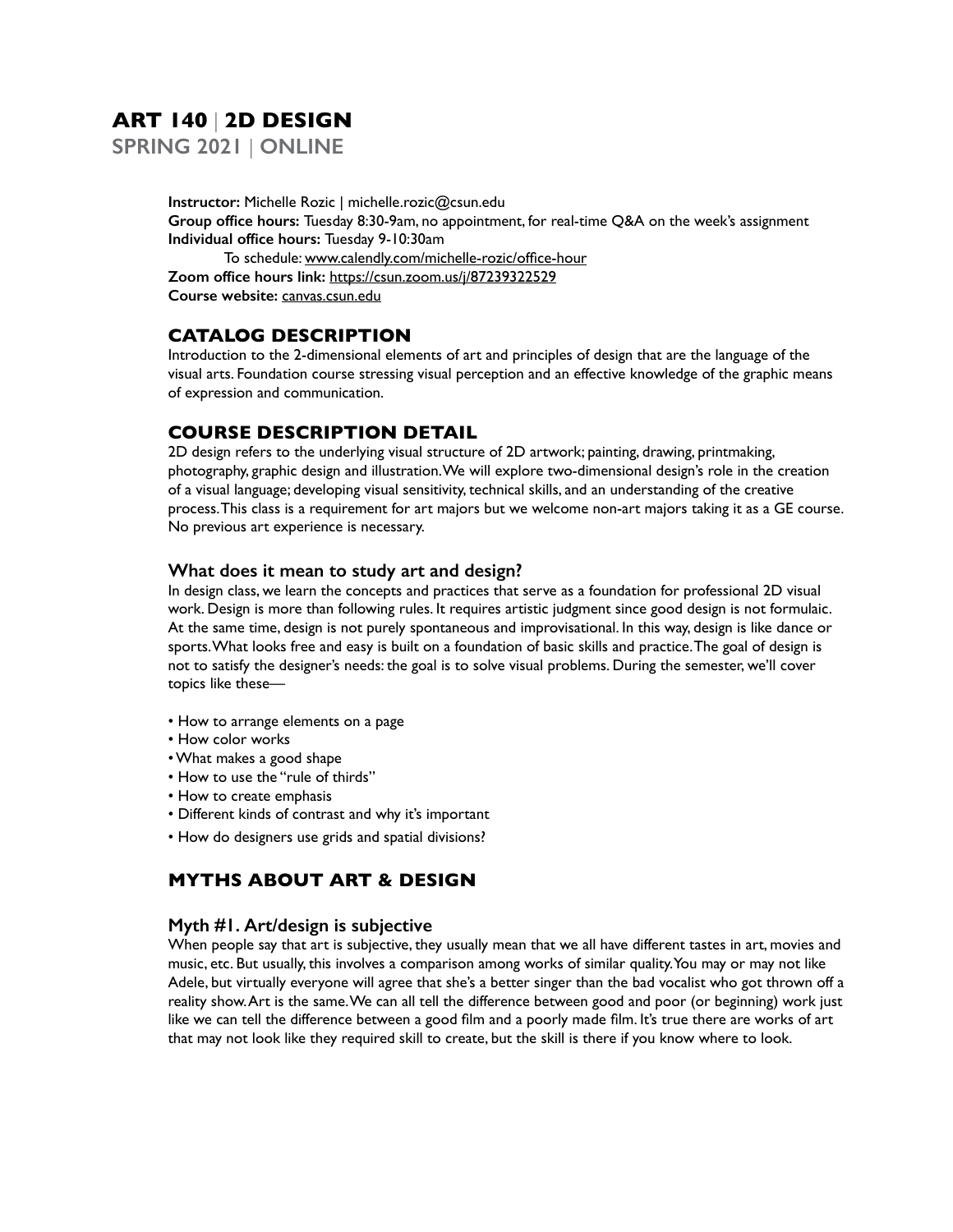# ART 140 | 2D DESIGN

## SPRING 2021 | ONLINE

**Instructor:** Michelle Rozic | michelle.rozic@csun.edu
**Group office hours:** Tuesday 8:30-9am, no appointment, for real-time Q&A on the week's assignment
**Individual office hours:** Tuesday 9-10:30am
To schedule: www.calendly.com/michelle-rozic/office-hour
**Zoom office hours link:** https://csun.zoom.us/j/87239322529
**Course website:** canvas.csun.edu

## CATALOG DESCRIPTION

Introduction to the 2-dimensional elements of art and principles of design that are the language of the visual arts. Foundation course stressing visual perception and an effective knowledge of the graphic means of expression and communication.

## COURSE DESCRIPTION DETAIL

2D design refers to the underlying visual structure of 2D artwork; painting, drawing, printmaking, photography, graphic design and illustration. We will explore two-dimensional design's role in the creation of a visual language; developing visual sensitivity, technical skills, and an understanding of the creative process. This class is a requirement for art majors but we welcome non-art majors taking it as a GE course. No previous art experience is necessary.

### What does it mean to study art and design?

In design class, we learn the concepts and practices that serve as a foundation for professional 2D visual work. Design is more than following rules. It requires artistic judgment since good design is not formulaic. At the same time, design is not purely spontaneous and improvisational. In this way, design is like dance or sports. What looks free and easy is built on a foundation of basic skills and practice. The goal of design is not to satisfy the designer's needs: the goal is to solve visual problems. During the semester, we'll cover topics like these—

- How to arrange elements on a page
- How color works
- What makes a good shape
- How to use the "rule of thirds"
- How to create emphasis
- Different kinds of contrast and why it's important
- How do designers use grids and spatial divisions?

## MYTHS ABOUT ART & DESIGN

### Myth #1. Art/design is subjective

When people say that art is subjective, they usually mean that we all have different tastes in art, movies and music, etc. But usually, this involves a comparison among works of similar quality. You may or may not like Adele, but virtually everyone will agree that she's a better singer than the bad vocalist who got thrown off a reality show. Art is the same. We can all tell the difference between good and poor (or beginning) work just like we can tell the difference between a good film and a poorly made film. It's true there are works of art that may not look like they required skill to create, but the skill is there if you know where to look.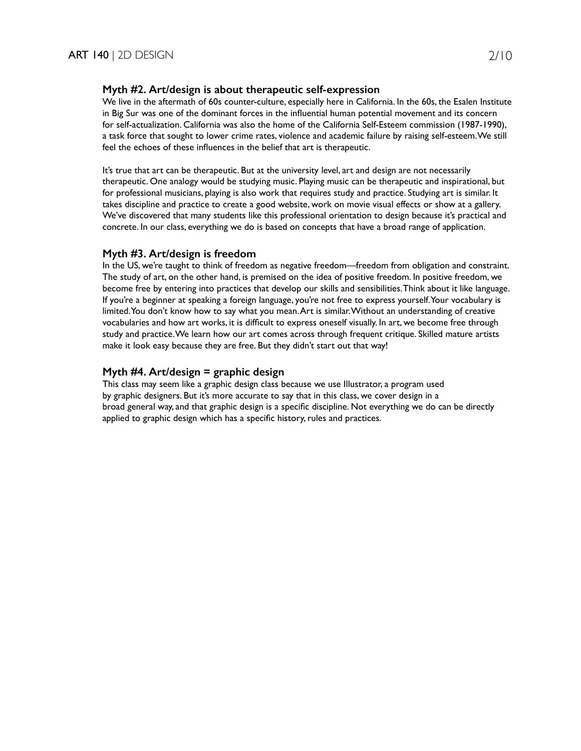### Myth #2. Art/design is about therapeutic self-expression

We live in the aftermath of 60s counter-culture, especially here in California. In the 60s, the Esalen Institute in Big Sur was one of the dominant forces in the influential human potential movement and its concern for self-actualization. California was also the home of the California Self-Esteem commission (1987-1990), a task force that sought to lower crime rates, violence and academic failure by raising self-esteem. We still feel the echoes of these influences in the belief that art is therapeutic.

It's true that art can be therapeutic. But at the university level, art and design are not necessarily therapeutic. One analogy would be studying music. Playing music can be therapeutic and inspirational, but for professional musicians, playing is also work that requires study and practice. Studying art is similar. It takes discipline and practice to create a good website, work on movie visual effects or show at a gallery. We've discovered that many students like this professional orientation to design because it's practical and concrete. In our class, everything we do is based on concepts that have a broad range of application.

### Myth #3. Art/design is freedom

In the US, we're taught to think of freedom as negative freedom—freedom from obligation and constraint. The study of art, on the other hand, is premised on the idea of positive freedom. In positive freedom, we become free by entering into practices that develop our skills and sensibilities. Think about it like language. If you're a beginner at speaking a foreign language, you're not free to express yourself. Your vocabulary is limited. You don't know how to say what you mean. Art is similar. Without an understanding of creative vocabularies and how art works, it is difficult to express oneself visually. In art, we become free through study and practice. We learn how our art comes across through frequent critique. Skilled mature artists make it look easy because they are free. But they didn't start out that way!

### Myth #4. Art/design = graphic design

This class may seem like a graphic design class because we use Illustrator, a program used by graphic designers. But it's more accurate to say that in this class, we cover design in a broad general way, and that graphic design is a specific discipline. Not everything we do can be directly applied to graphic design which has a specific history, rules and practices.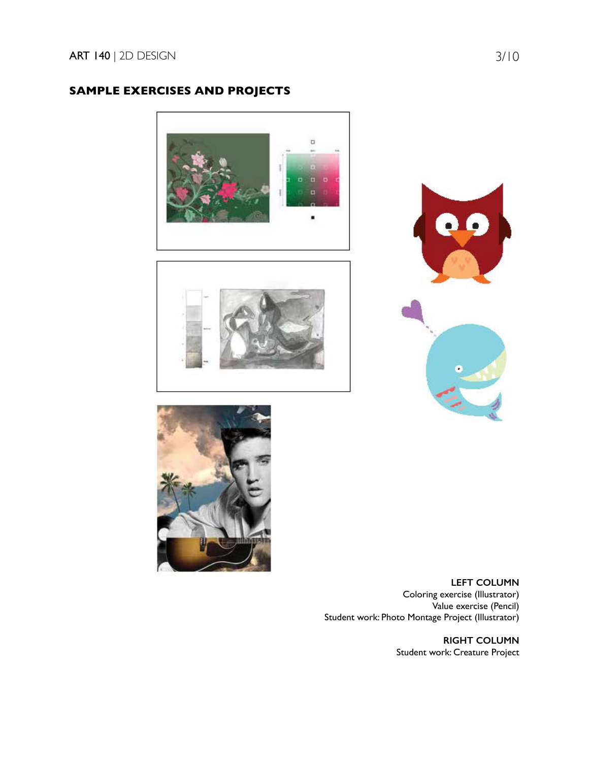## SAMPLE EXERCISES AND PROJECTS

**LEFT COLUMN**
Coloring exercise (Illustrator)
Value exercise (Pencil)
Student work: Photo Montage Project (Illustrator)

**RIGHT COLUMN**
Student work: Creature Project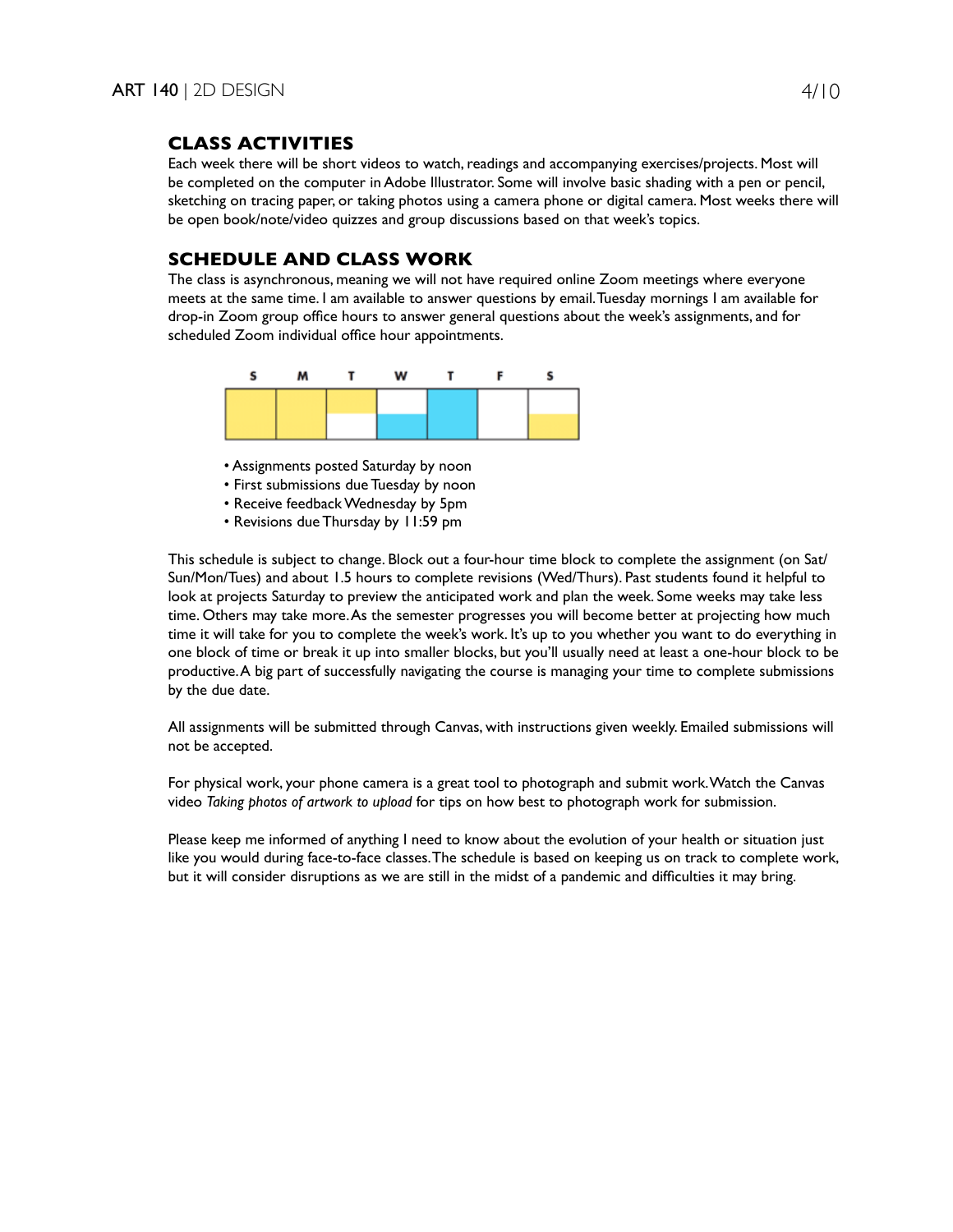## CLASS ACTIVITIES

Each week there will be short videos to watch, readings and accompanying exercises/projects. Most will be completed on the computer in Adobe Illustrator. Some will involve basic shading with a pen or pencil, sketching on tracing paper, or taking photos using a camera phone or digital camera. Most weeks there will be open book/note/video quizzes and group discussions based on that week's topics.

## SCHEDULE AND CLASS WORK

The class is asynchronous, meaning we will not have required online Zoom meetings where everyone meets at the same time. I am available to answer questions by email. Tuesday mornings I am available for drop-in Zoom group office hours to answer general questions about the week's assignments, and for scheduled Zoom individual office hour appointments.

- Assignments posted Saturday by noon
- First submissions due Tuesday by noon
- Receive feedback Wednesday by 5pm
- Revisions due Thursday by 11:59 pm

This schedule is subject to change. Block out a four-hour time block to complete the assignment (on Sat/Sun/Mon/Tues) and about 1.5 hours to complete revisions (Wed/Thurs). Past students found it helpful to look at projects Saturday to preview the anticipated work and plan the week. Some weeks may take less time. Others may take more. As the semester progresses you will become better at projecting how much time it will take for you to complete the week's work. It's up to you whether you want to do everything in one block of time or break it up into smaller blocks, but you'll usually need at least a one-hour block to be productive. A big part of successfully navigating the course is managing your time to complete submissions by the due date.

All assignments will be submitted through Canvas, with instructions given weekly. Emailed submissions will not be accepted.

For physical work, your phone camera is a great tool to photograph and submit work. Watch the Canvas video *Taking photos of artwork to upload* for tips on how best to photograph work for submission.

Please keep me informed of anything I need to know about the evolution of your health or situation just like you would during face-to-face classes. The schedule is based on keeping us on track to complete work, but it will consider disruptions as we are still in the midst of a pandemic and difficulties it may bring.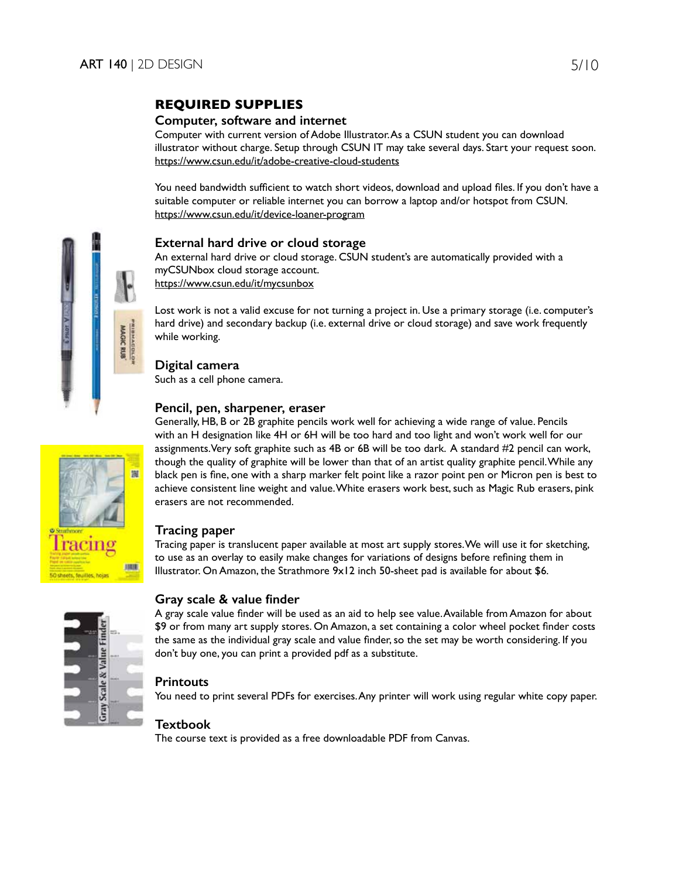## REQUIRED SUPPLIES

### Computer, software and internet

Computer with current version of Adobe Illustrator. As a CSUN student you can download illustrator without charge. Setup through CSUN IT may take several days. Start your request soon.
https://www.csun.edu/it/adobe-creative-cloud-students

You need bandwidth sufficient to watch short videos, download and upload files. If you don't have a suitable computer or reliable internet you can borrow a laptop and/or hotspot from CSUN.
https://www.csun.edu/it/device-loaner-program

### External hard drive or cloud storage

An external hard drive or cloud storage. CSUN student's are automatically provided with a myCSUNbox cloud storage account.
https://www.csun.edu/it/mycsunbox

Lost work is not a valid excuse for not turning a project in. Use a primary storage (i.e. computer's hard drive) and secondary backup (i.e. external drive or cloud storage) and save work frequently while working.

### Digital camera

Such as a cell phone camera.

### Pencil, pen, sharpener, eraser

Generally, HB, B or 2B graphite pencils work well for achieving a wide range of value. Pencils with an H designation like 4H or 6H will be too hard and too light and won't work well for our assignments. Very soft graphite such as 4B or 6B will be too dark. A standard #2 pencil can work, though the quality of graphite will be lower than that of an artist quality graphite pencil. While any black pen is fine, one with a sharp marker felt point like a razor point pen or Micron pen is best to achieve consistent line weight and value. White erasers work best, such as Magic Rub erasers, pink erasers are not recommended.

### Tracing paper

Tracing paper is translucent paper available at most art supply stores. We will use it for sketching, to use as an overlay to easily make changes for variations of designs before refining them in Illustrator. On Amazon, the Strathmore 9x12 inch 50-sheet pad is available for about $6.

### Gray scale & value finder

A gray scale value finder will be used as an aid to help see value. Available from Amazon for about $9 or from many art supply stores. On Amazon, a set containing a color wheel pocket finder costs the same as the individual gray scale and value finder, so the set may be worth considering. If you don't buy one, you can print a provided pdf as a substitute.

### Printouts

You need to print several PDFs for exercises. Any printer will work using regular white copy paper.

### Textbook

The course text is provided as a free downloadable PDF from Canvas.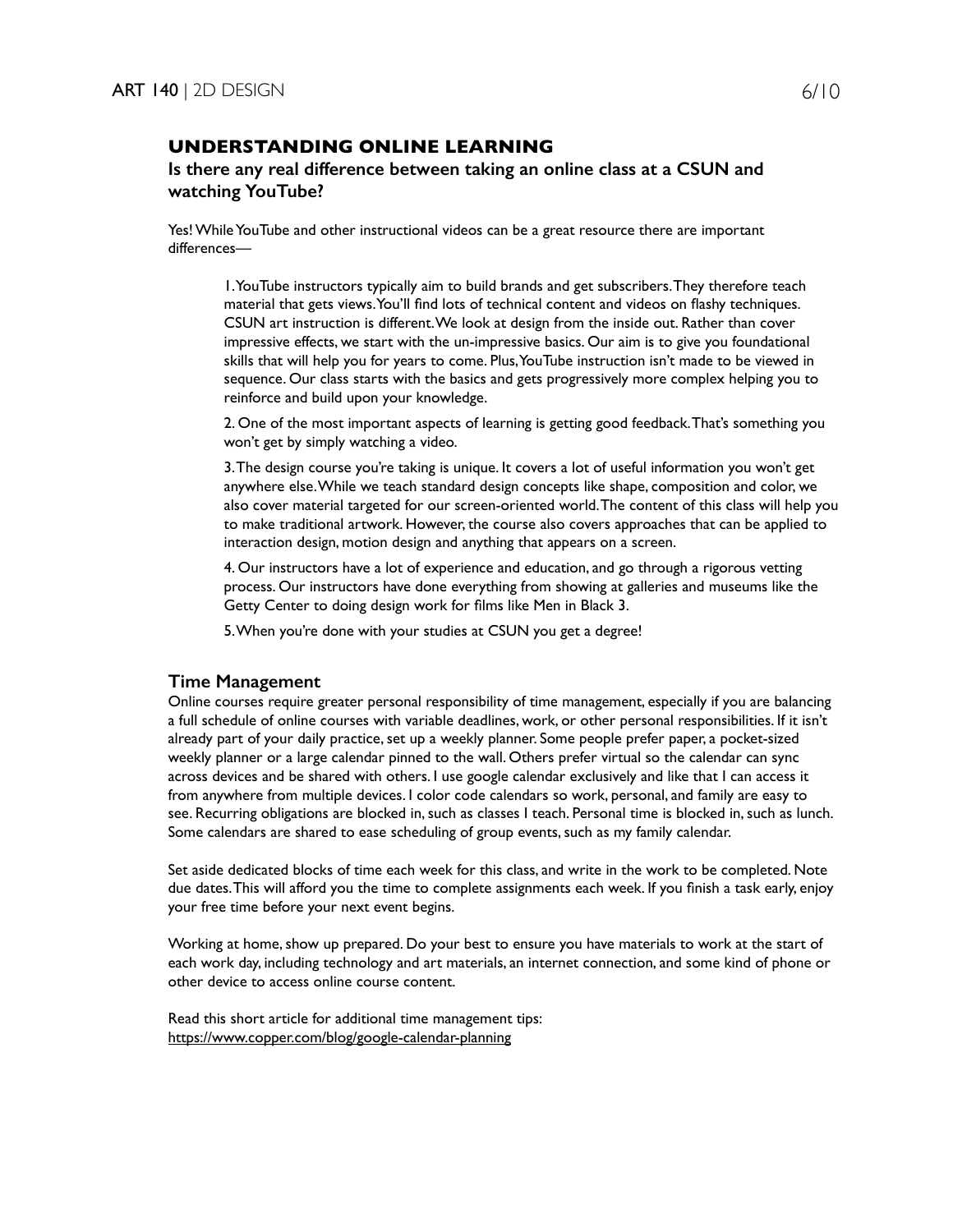## UNDERSTANDING ONLINE LEARNING

### Is there any real difference between taking an online class at a CSUN and watching YouTube?

Yes! While YouTube and other instructional videos can be a great resource there are important differences—

1. YouTube instructors typically aim to build brands and get subscribers. They therefore teach material that gets views. You'll find lots of technical content and videos on flashy techniques. CSUN art instruction is different. We look at design from the inside out. Rather than cover impressive effects, we start with the un-impressive basics. Our aim is to give you foundational skills that will help you for years to come. Plus, YouTube instruction isn't made to be viewed in sequence. Our class starts with the basics and gets progressively more complex helping you to reinforce and build upon your knowledge.

2. One of the most important aspects of learning is getting good feedback. That's something you won't get by simply watching a video.

3. The design course you're taking is unique. It covers a lot of useful information you won't get anywhere else. While we teach standard design concepts like shape, composition and color, we also cover material targeted for our screen-oriented world. The content of this class will help you to make traditional artwork. However, the course also covers approaches that can be applied to interaction design, motion design and anything that appears on a screen.

4. Our instructors have a lot of experience and education, and go through a rigorous vetting process. Our instructors have done everything from showing at galleries and museums like the Getty Center to doing design work for films like Men in Black 3.

5. When you're done with your studies at CSUN you get a degree!

### Time Management

Online courses require greater personal responsibility of time management, especially if you are balancing a full schedule of online courses with variable deadlines, work, or other personal responsibilities. If it isn't already part of your daily practice, set up a weekly planner. Some people prefer paper, a pocket-sized weekly planner or a large calendar pinned to the wall. Others prefer virtual so the calendar can sync across devices and be shared with others. I use google calendar exclusively and like that I can access it from anywhere from multiple devices. I color code calendars so work, personal, and family are easy to see. Recurring obligations are blocked in, such as classes I teach. Personal time is blocked in, such as lunch. Some calendars are shared to ease scheduling of group events, such as my family calendar.

Set aside dedicated blocks of time each week for this class, and write in the work to be completed. Note due dates. This will afford you the time to complete assignments each week. If you finish a task early, enjoy your free time before your next event begins.

Working at home, show up prepared. Do your best to ensure you have materials to work at the start of each work day, including technology and art materials, an internet connection, and some kind of phone or other device to access online course content.

Read this short article for additional time management tips:
https://www.copper.com/blog/google-calendar-planning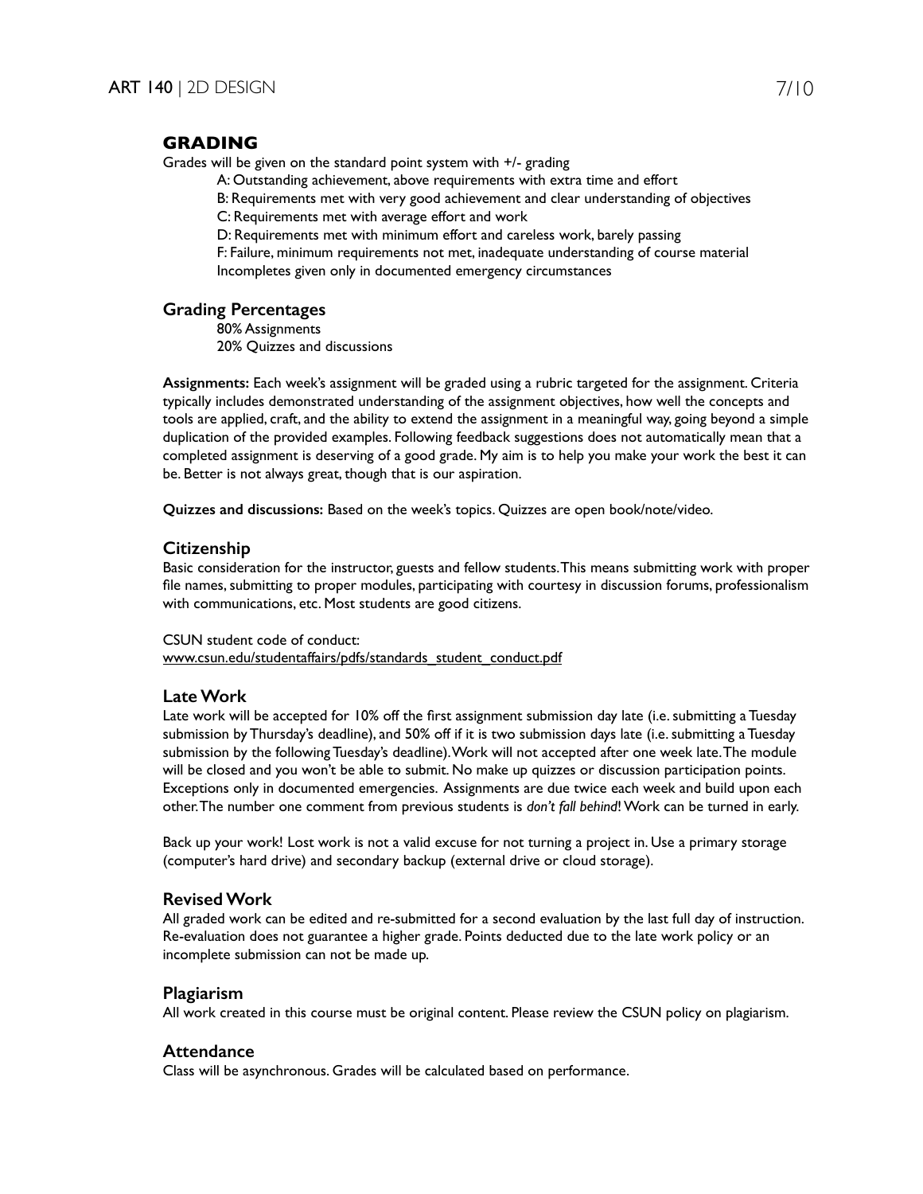## GRADING

Grades will be given on the standard point system with +/- grading

A: Outstanding achievement, above requirements with extra time and effort
B: Requirements met with very good achievement and clear understanding of objectives
C: Requirements met with average effort and work
D: Requirements met with minimum effort and careless work, barely passing
F: Failure, minimum requirements not met, inadequate understanding of course material
Incompletes given only in documented emergency circumstances

### Grading Percentages

80% Assignments
20% Quizzes and discussions

**Assignments:** Each week's assignment will be graded using a rubric targeted for the assignment. Criteria typically includes demonstrated understanding of the assignment objectives, how well the concepts and tools are applied, craft, and the ability to extend the assignment in a meaningful way, going beyond a simple duplication of the provided examples. Following feedback suggestions does not automatically mean that a completed assignment is deserving of a good grade. My aim is to help you make your work the best it can be. Better is not always great, though that is our aspiration.

**Quizzes and discussions:** Based on the week's topics. Quizzes are open book/note/video.

### Citizenship

Basic consideration for the instructor, guests and fellow students. This means submitting work with proper file names, submitting to proper modules, participating with courtesy in discussion forums, professionalism with communications, etc. Most students are good citizens.

CSUN student code of conduct:
www.csun.edu/studentaffairs/pdfs/standards_student_conduct.pdf

### Late Work

Late work will be accepted for 10% off the first assignment submission day late (i.e. submitting a Tuesday submission by Thursday's deadline), and 50% off if it is two submission days late (i.e. submitting a Tuesday submission by the following Tuesday's deadline). Work will not accepted after one week late. The module will be closed and you won't be able to submit. No make up quizzes or discussion participation points. Exceptions only in documented emergencies. Assignments are due twice each week and build upon each other. The number one comment from previous students is *don't fall behind*! Work can be turned in early.

Back up your work! Lost work is not a valid excuse for not turning a project in. Use a primary storage (computer's hard drive) and secondary backup (external drive or cloud storage).

### Revised Work

All graded work can be edited and re-submitted for a second evaluation by the last full day of instruction. Re-evaluation does not guarantee a higher grade. Points deducted due to the late work policy or an incomplete submission can not be made up.

### Plagiarism

All work created in this course must be original content. Please review the CSUN policy on plagiarism.

### Attendance

Class will be asynchronous. Grades will be calculated based on performance.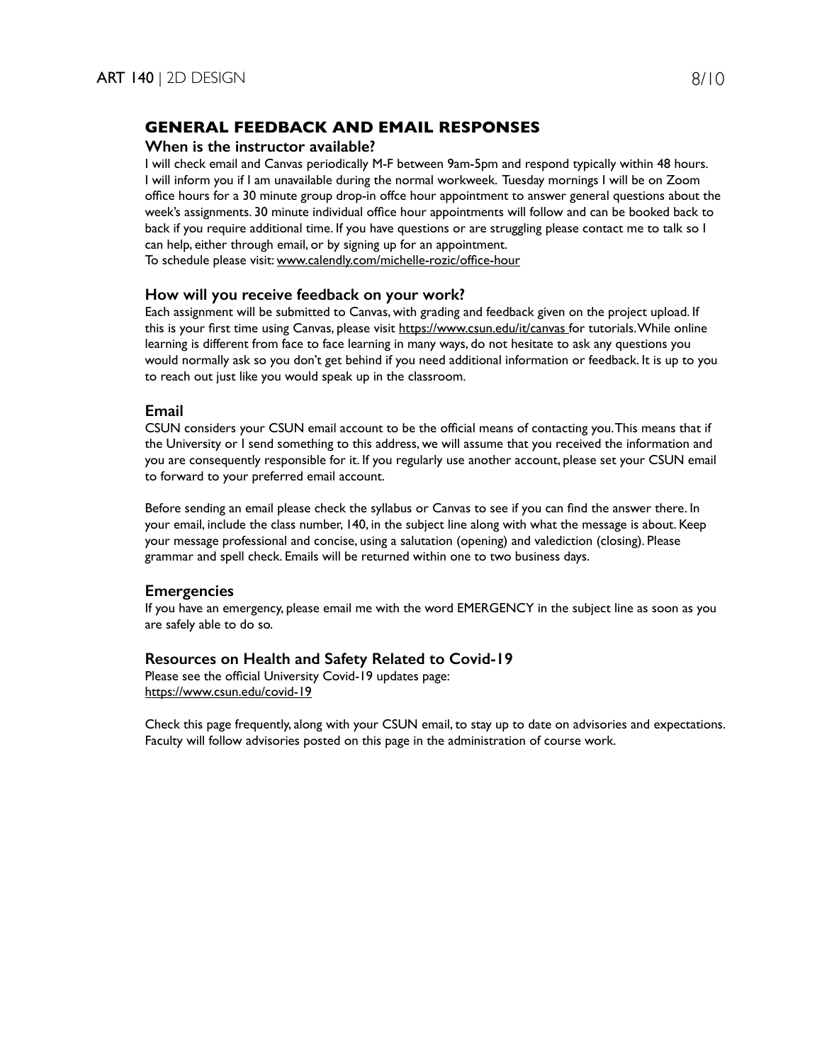## GENERAL FEEDBACK AND EMAIL RESPONSES

### When is the instructor available?

I will check email and Canvas periodically M-F between 9am-5pm and respond typically within 48 hours. I will inform you if I am unavailable during the normal workweek. Tuesday mornings I will be on Zoom office hours for a 30 minute group drop-in offce hour appointment to answer general questions about the week's assignments. 30 minute individual office hour appointments will follow and can be booked back to back if you require additional time. If you have questions or are struggling please contact me to talk so I can help, either through email, or by signing up for an appointment.
To schedule please visit: www.calendly.com/michelle-rozic/office-hour

### How will you receive feedback on your work?

Each assignment will be submitted to Canvas, with grading and feedback given on the project upload. If this is your first time using Canvas, please visit https://www.csun.edu/it/canvas for tutorials. While online learning is different from face to face learning in many ways, do not hesitate to ask any questions you would normally ask so you don't get behind if you need additional information or feedback. It is up to you to reach out just like you would speak up in the classroom.

### Email

CSUN considers your CSUN email account to be the official means of contacting you. This means that if the University or I send something to this address, we will assume that you received the information and you are consequently responsible for it. If you regularly use another account, please set your CSUN email to forward to your preferred email account.

Before sending an email please check the syllabus or Canvas to see if you can find the answer there. In your email, include the class number, 140, in the subject line along with what the message is about. Keep your message professional and concise, using a salutation (opening) and valediction (closing). Please grammar and spell check. Emails will be returned within one to two business days.

### Emergencies

If you have an emergency, please email me with the word EMERGENCY in the subject line as soon as you are safely able to do so.

### Resources on Health and Safety Related to Covid-19

Please see the official University Covid-19 updates page:
https://www.csun.edu/covid-19

Check this page frequently, along with your CSUN email, to stay up to date on advisories and expectations. Faculty will follow advisories posted on this page in the administration of course work.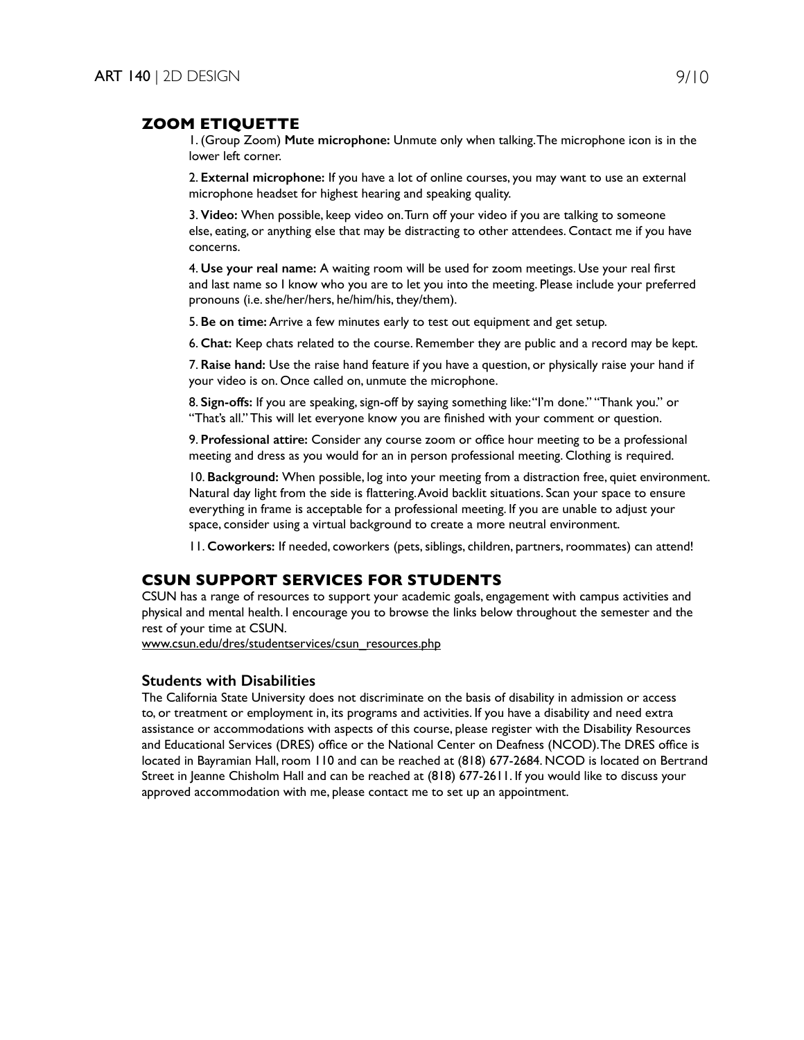## ZOOM ETIQUETTE

1. (Group Zoom) **Mute microphone:** Unmute only when talking. The microphone icon is in the lower left corner.

2. **External microphone:** If you have a lot of online courses, you may want to use an external microphone headset for highest hearing and speaking quality.

3. **Video:** When possible, keep video on. Turn off your video if you are talking to someone else, eating, or anything else that may be distracting to other attendees. Contact me if you have concerns.

4. **Use your real name:** A waiting room will be used for zoom meetings. Use your real first and last name so I know who you are to let you into the meeting. Please include your preferred pronouns (i.e. she/her/hers, he/him/his, they/them).

5. **Be on time:** Arrive a few minutes early to test out equipment and get setup.

6. **Chat:** Keep chats related to the course. Remember they are public and a record may be kept.

7. **Raise hand:** Use the raise hand feature if you have a question, or physically raise your hand if your video is on. Once called on, unmute the microphone.

8. **Sign-offs:** If you are speaking, sign-off by saying something like: "I'm done." "Thank you." or "That's all." This will let everyone know you are finished with your comment or question.

9. **Professional attire:** Consider any course zoom or office hour meeting to be a professional meeting and dress as you would for an in person professional meeting. Clothing is required.

10. **Background:** When possible, log into your meeting from a distraction free, quiet environment. Natural day light from the side is flattering. Avoid backlit situations. Scan your space to ensure everything in frame is acceptable for a professional meeting. If you are unable to adjust your space, consider using a virtual background to create a more neutral environment.

11. **Coworkers:** If needed, coworkers (pets, siblings, children, partners, roommates) can attend!

## CSUN SUPPORT SERVICES FOR STUDENTS

CSUN has a range of resources to support your academic goals, engagement with campus activities and physical and mental health. I encourage you to browse the links below throughout the semester and the rest of your time at CSUN.
www.csun.edu/dres/studentservices/csun_resources.php

### Students with Disabilities

The California State University does not discriminate on the basis of disability in admission or access to, or treatment or employment in, its programs and activities. If you have a disability and need extra assistance or accommodations with aspects of this course, please register with the Disability Resources and Educational Services (DRES) office or the National Center on Deafness (NCOD). The DRES office is located in Bayramian Hall, room 110 and can be reached at (818) 677-2684. NCOD is located on Bertrand Street in Jeanne Chisholm Hall and can be reached at (818) 677-2611. If you would like to discuss your approved accommodation with me, please contact me to set up an appointment.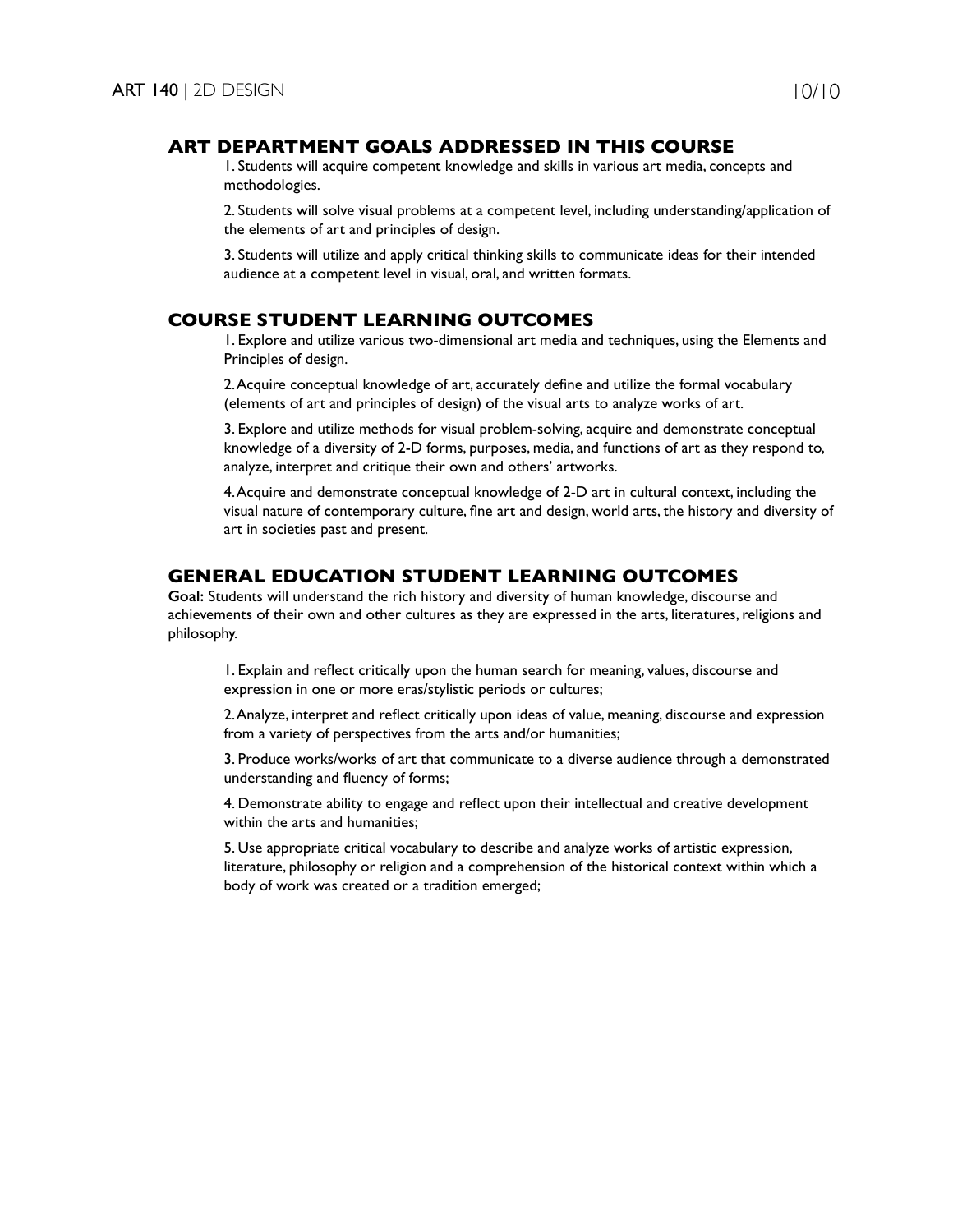## ART DEPARTMENT GOALS ADDRESSED IN THIS COURSE

1. Students will acquire competent knowledge and skills in various art media, concepts and methodologies.

2. Students will solve visual problems at a competent level, including understanding/application of the elements of art and principles of design.

3. Students will utilize and apply critical thinking skills to communicate ideas for their intended audience at a competent level in visual, oral, and written formats.

## COURSE STUDENT LEARNING OUTCOMES

1. Explore and utilize various two-dimensional art media and techniques, using the Elements and Principles of design.

2. Acquire conceptual knowledge of art, accurately define and utilize the formal vocabulary (elements of art and principles of design) of the visual arts to analyze works of art.

3. Explore and utilize methods for visual problem-solving, acquire and demonstrate conceptual knowledge of a diversity of 2-D forms, purposes, media, and functions of art as they respond to, analyze, interpret and critique their own and others' artworks.

4. Acquire and demonstrate conceptual knowledge of 2-D art in cultural context, including the visual nature of contemporary culture, fine art and design, world arts, the history and diversity of art in societies past and present.

## GENERAL EDUCATION STUDENT LEARNING OUTCOMES

**Goal:** Students will understand the rich history and diversity of human knowledge, discourse and achievements of their own and other cultures as they are expressed in the arts, literatures, religions and philosophy.

1. Explain and reflect critically upon the human search for meaning, values, discourse and expression in one or more eras/stylistic periods or cultures;

2. Analyze, interpret and reflect critically upon ideas of value, meaning, discourse and expression from a variety of perspectives from the arts and/or humanities;

3. Produce works/works of art that communicate to a diverse audience through a demonstrated understanding and fluency of forms;

4. Demonstrate ability to engage and reflect upon their intellectual and creative development within the arts and humanities;

5. Use appropriate critical vocabulary to describe and analyze works of artistic expression, literature, philosophy or religion and a comprehension of the historical context within which a body of work was created or a tradition emerged;